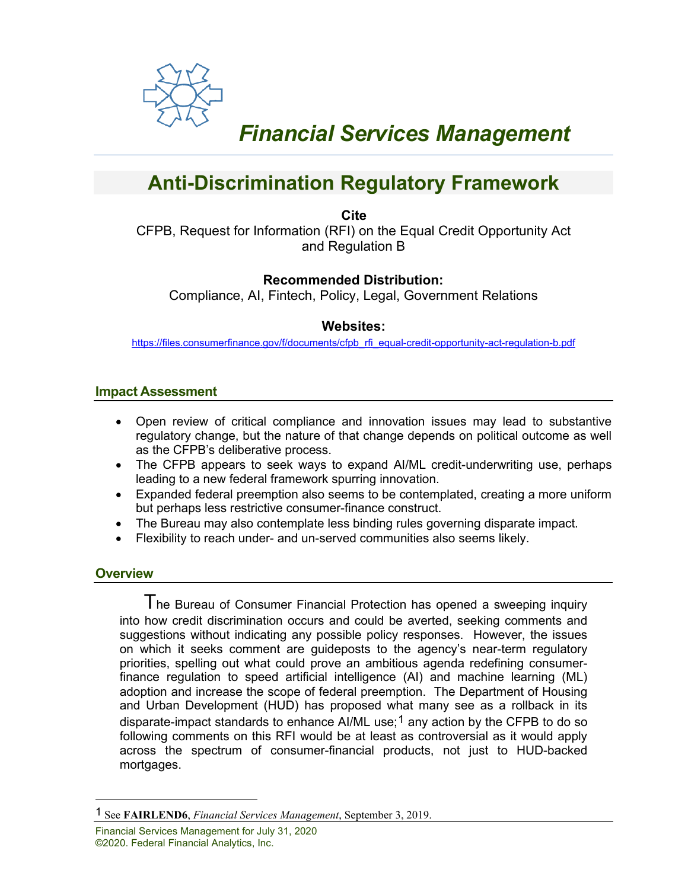*Financial Services Management*

# Anti-Discrimination Regulatory Framework

**Cite**

CFPB, Request for Information (RFI) on the Equal Credit Opportunity Act and Regulation B

**Recommended Distribution:**

Compliance, AI, Fintech, Policy, Legal, Government Relations

**Websites:**

https://files.consumerfinance.gov/f/documents/cfpb_rfi_equal-credit-opportunity-act-regulation-b.pdf

## Impact Assessment

- Open review of critical compliance and innovation issues may lead to substantive regulatory change, but the nature of that change depends on political outcome as well as the CFPB's deliberative process.
- The CFPB appears to seek ways to expand AI/ML credit-underwriting use, perhaps leading to a new federal framework spurring innovation.
- Expanded federal preemption also seems to be contemplated, creating a more uniform but perhaps less restrictive consumer-finance construct.
- The Bureau may also contemplate less binding rules governing disparate impact.
- Flexibility to reach under- and un-served communities also seems likely.

## Overview

The Bureau of Consumer Financial Protection has opened a sweeping inquiry into how credit discrimination occurs and could be averted, seeking comments and suggestions without indicating any possible policy responses. However, the issues on which it seeks comment are guideposts to the agency's near-term regulatory priorities, spelling out what could prove an ambitious agenda redefining consumer-finance regulation to speed artificial intelligence (AI) and machine learning (ML) adoption and increase the scope of federal preemption. The Department of Housing and Urban Development (HUD) has proposed what many see as a rollback in its disparate-impact standards to enhance AI/ML use;[1] any action by the CFPB to do so following comments on this RFI would be at least as controversial as it would apply across the spectrum of consumer-financial products, not just to HUD-backed mortgages.

[1] See **FAIRLEND6**, *Financial Services Management*, September 3, 2019.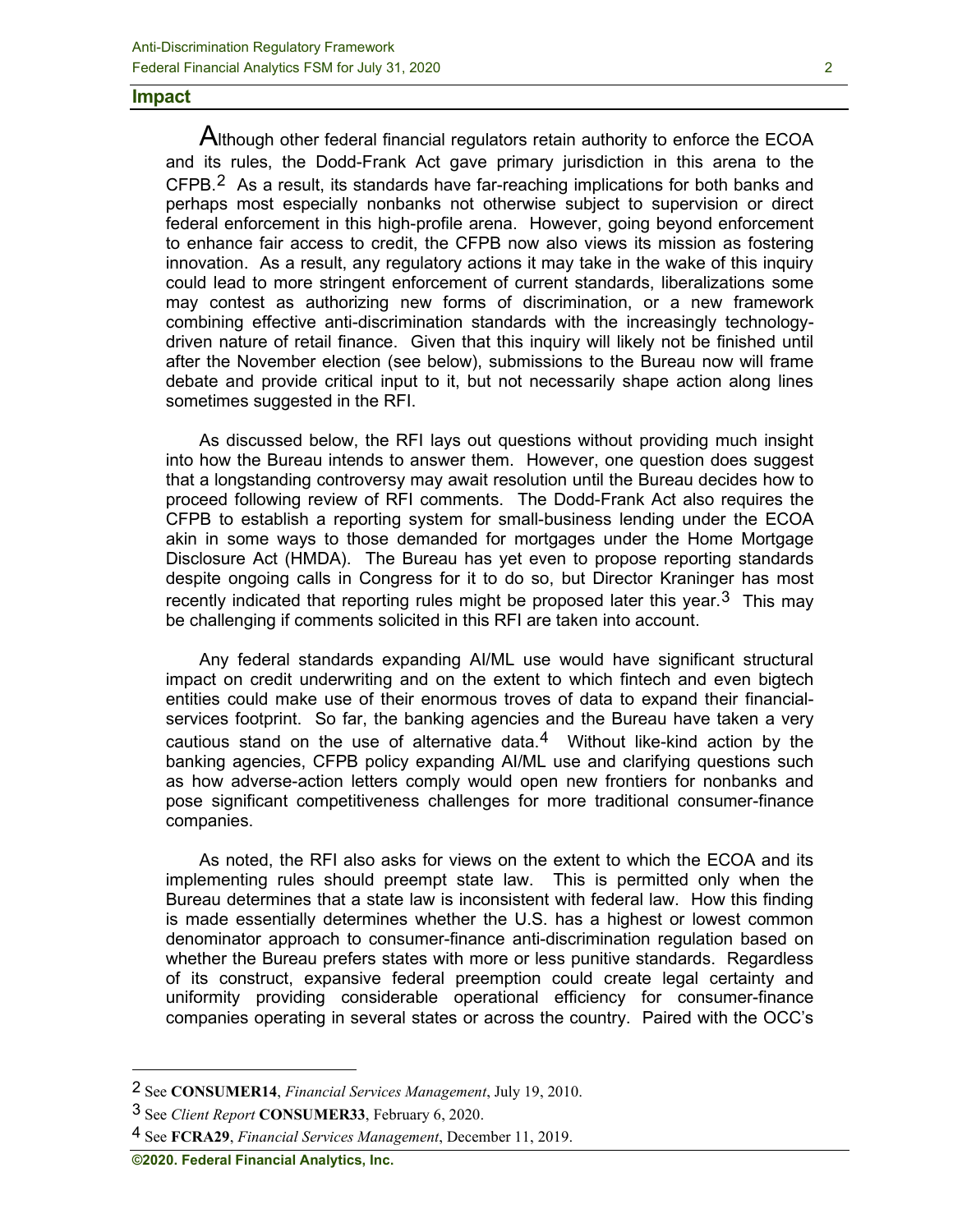## Impact

Although other federal financial regulators retain authority to enforce the ECOA and its rules, the Dodd-Frank Act gave primary jurisdiction in this arena to the CFPB.[2] As a result, its standards have far-reaching implications for both banks and perhaps most especially nonbanks not otherwise subject to supervision or direct federal enforcement in this high-profile arena. However, going beyond enforcement to enhance fair access to credit, the CFPB now also views its mission as fostering innovation. As a result, any regulatory actions it may take in the wake of this inquiry could lead to more stringent enforcement of current standards, liberalizations some may contest as authorizing new forms of discrimination, or a new framework combining effective anti-discrimination standards with the increasingly technology-driven nature of retail finance. Given that this inquiry will likely not be finished until after the November election (see below), submissions to the Bureau now will frame debate and provide critical input to it, but not necessarily shape action along lines sometimes suggested in the RFI.

As discussed below, the RFI lays out questions without providing much insight into how the Bureau intends to answer them. However, one question does suggest that a longstanding controversy may await resolution until the Bureau decides how to proceed following review of RFI comments. The Dodd-Frank Act also requires the CFPB to establish a reporting system for small-business lending under the ECOA akin in some ways to those demanded for mortgages under the Home Mortgage Disclosure Act (HMDA). The Bureau has yet even to propose reporting standards despite ongoing calls in Congress for it to do so, but Director Kraninger has most recently indicated that reporting rules might be proposed later this year.[3] This may be challenging if comments solicited in this RFI are taken into account.

Any federal standards expanding AI/ML use would have significant structural impact on credit underwriting and on the extent to which fintech and even bigtech entities could make use of their enormous troves of data to expand their financial-services footprint. So far, the banking agencies and the Bureau have taken a very cautious stand on the use of alternative data.[4] Without like-kind action by the banking agencies, CFPB policy expanding AI/ML use and clarifying questions such as how adverse-action letters comply would open new frontiers for nonbanks and pose significant competitiveness challenges for more traditional consumer-finance companies.

As noted, the RFI also asks for views on the extent to which the ECOA and its implementing rules should preempt state law. This is permitted only when the Bureau determines that a state law is inconsistent with federal law. How this finding is made essentially determines whether the U.S. has a highest or lowest common denominator approach to consumer-finance anti-discrimination regulation based on whether the Bureau prefers states with more or less punitive standards. Regardless of its construct, expansive federal preemption could create legal certainty and uniformity providing considerable operational efficiency for consumer-finance companies operating in several states or across the country. Paired with the OCC's

---

[2] See **CONSUMER14**, *Financial Services Management*, July 19, 2010.

[3] See *Client Report* **CONSUMER33**, February 6, 2020.

[4] See **FCRA29**, *Financial Services Management*, December 11, 2019.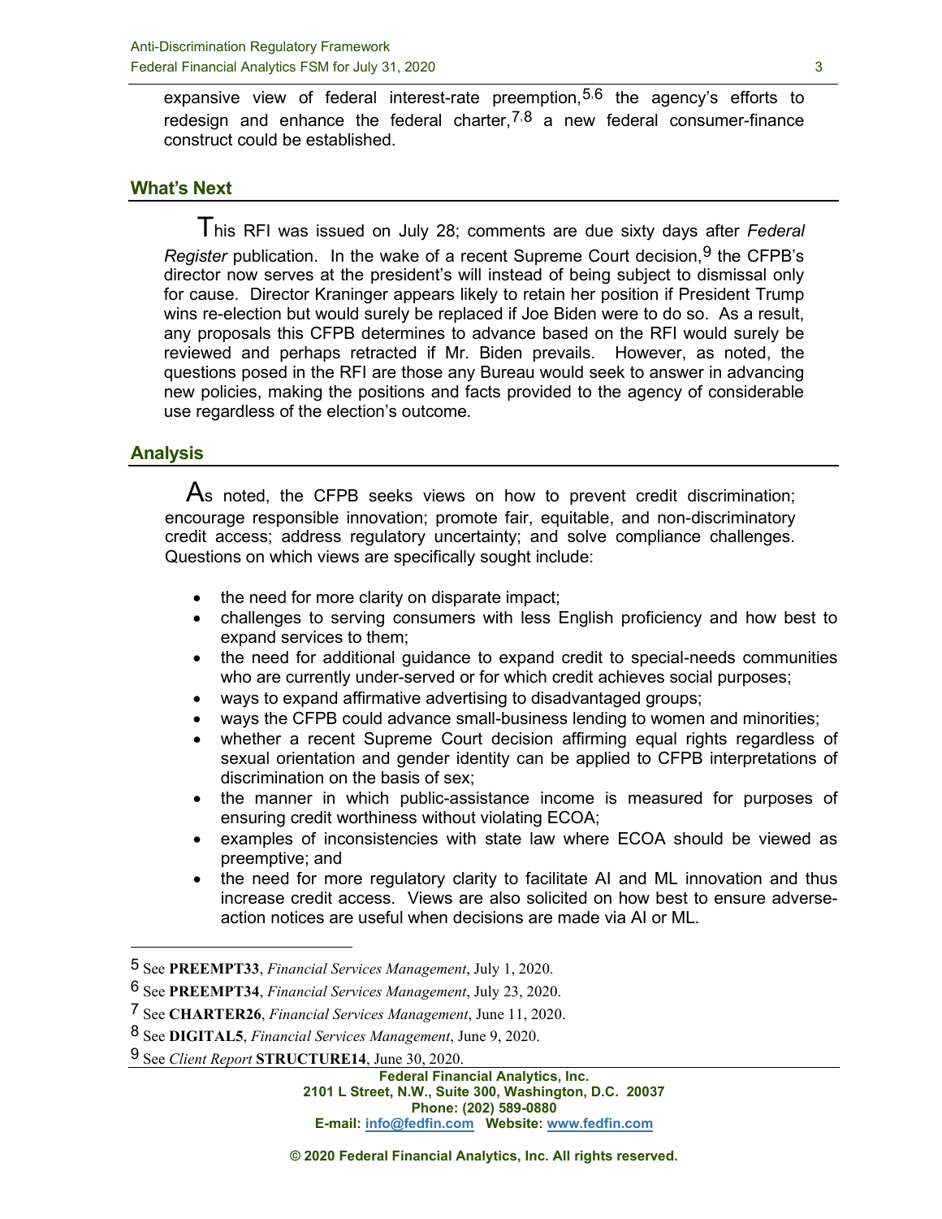expansive view of federal interest-rate preemption,[5,6] the agency's efforts to redesign and enhance the federal charter,[7,8] a new federal consumer-finance construct could be established.

## What's Next

This RFI was issued on July 28; comments are due sixty days after *Federal Register* publication. In the wake of a recent Supreme Court decision,[9] the CFPB's director now serves at the president's will instead of being subject to dismissal only for cause. Director Kraninger appears likely to retain her position if President Trump wins re-election but would surely be replaced if Joe Biden were to do so. As a result, any proposals this CFPB determines to advance based on the RFI would surely be reviewed and perhaps retracted if Mr. Biden prevails. However, as noted, the questions posed in the RFI are those any Bureau would seek to answer in advancing new policies, making the positions and facts provided to the agency of considerable use regardless of the election's outcome.

## Analysis

As noted, the CFPB seeks views on how to prevent credit discrimination; encourage responsible innovation; promote fair, equitable, and non-discriminatory credit access; address regulatory uncertainty; and solve compliance challenges. Questions on which views are specifically sought include:

- the need for more clarity on disparate impact;
- challenges to serving consumers with less English proficiency and how best to expand services to them;
- the need for additional guidance to expand credit to special-needs communities who are currently under-served or for which credit achieves social purposes;
- ways to expand affirmative advertising to disadvantaged groups;
- ways the CFPB could advance small-business lending to women and minorities;
- whether a recent Supreme Court decision affirming equal rights regardless of sexual orientation and gender identity can be applied to CFPB interpretations of discrimination on the basis of sex;
- the manner in which public-assistance income is measured for purposes of ensuring credit worthiness without violating ECOA;
- examples of inconsistencies with state law where ECOA should be viewed as preemptive; and
- the need for more regulatory clarity to facilitate AI and ML innovation and thus increase credit access. Views are also solicited on how best to ensure adverse-action notices are useful when decisions are made via AI or ML.

---

[5] See **PREEMPT33**, *Financial Services Management*, July 1, 2020.

[6] See **PREEMPT34**, *Financial Services Management*, July 23, 2020.

[7] See **CHARTER26**, *Financial Services Management*, June 11, 2020.

[8] See **DIGITAL5**, *Financial Services Management*, June 9, 2020.

[9] See *Client Report* **STRUCTURE14**, June 30, 2020.